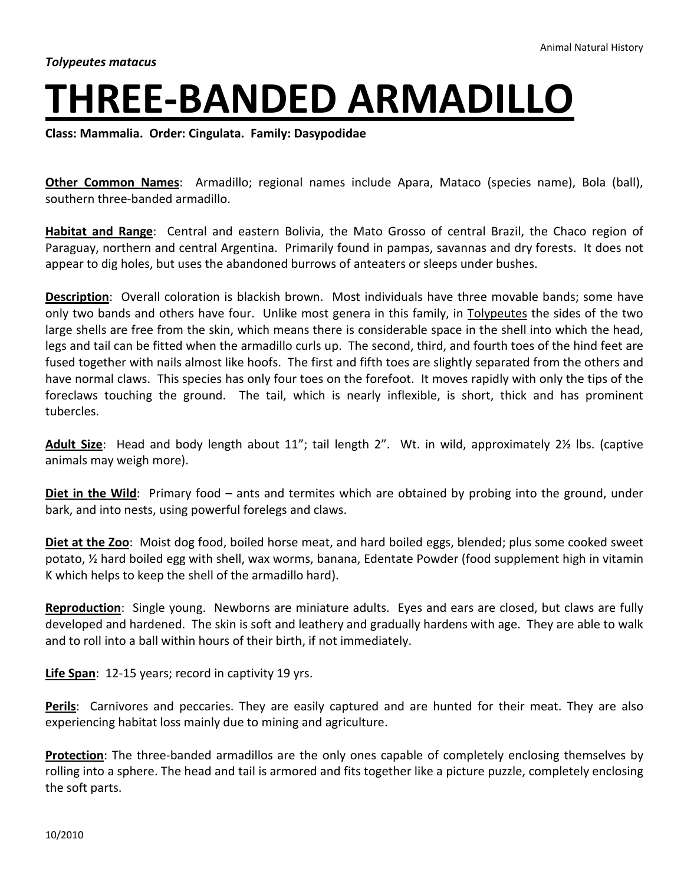*Tolypeutes matacus*

# THREE-BANDED ARMADILLO

**Class: Mammalia. Order: Cingulata. Family: Dasypodidae**

**Other Common Names**: Armadillo; regional names include Apara, Mataco (species name), Bola (ball), southern three-banded armadillo.

**Habitat and Range**: Central and eastern Bolivia, the Mato Grosso of central Brazil, the Chaco region of Paraguay, northern and central Argentina. Primarily found in pampas, savannas and dry forests. It does not appear to dig holes, but uses the abandoned burrows of anteaters or sleeps under bushes.

**Description**: Overall coloration is blackish brown. Most individuals have three movable bands; some have only two bands and others have four. Unlike most genera in this family, in Tolypeutes the sides of the two large shells are free from the skin, which means there is considerable space in the shell into which the head, legs and tail can be fitted when the armadillo curls up. The second, third, and fourth toes of the hind feet are fused together with nails almost like hoofs. The first and fifth toes are slightly separated from the others and have normal claws. This species has only four toes on the forefoot. It moves rapidly with only the tips of the foreclaws touching the ground. The tail, which is nearly inflexible, is short, thick and has prominent tubercles.

**Adult Size**: Head and body length about 11"; tail length 2". Wt. in wild, approximately 2½ lbs. (captive animals may weigh more).

**Diet in the Wild**: Primary food – ants and termites which are obtained by probing into the ground, under bark, and into nests, using powerful forelegs and claws.

**Diet at the Zoo**: Moist dog food, boiled horse meat, and hard boiled eggs, blended; plus some cooked sweet potato, ½ hard boiled egg with shell, wax worms, banana, Edentate Powder (food supplement high in vitamin K which helps to keep the shell of the armadillo hard).

**Reproduction**: Single young. Newborns are miniature adults. Eyes and ears are closed, but claws are fully developed and hardened. The skin is soft and leathery and gradually hardens with age. They are able to walk and to roll into a ball within hours of their birth, if not immediately.

**Life Span**: 12-15 years; record in captivity 19 yrs.

**Perils**: Carnivores and peccaries. They are easily captured and are hunted for their meat. They are also experiencing habitat loss mainly due to mining and agriculture.

**Protection**: The three-banded armadillos are the only ones capable of completely enclosing themselves by rolling into a sphere. The head and tail is armored and fits together like a picture puzzle, completely enclosing the soft parts.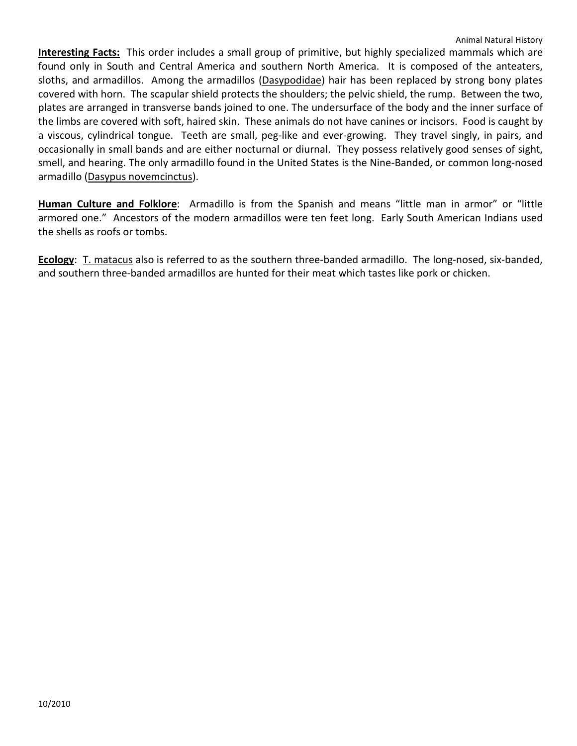**Interesting Facts:** This order includes a small group of primitive, but highly specialized mammals which are found only in South and Central America and southern North America. It is composed of the anteaters, sloths, and armadillos. Among the armadillos (Dasypodidae) hair has been replaced by strong bony plates covered with horn. The scapular shield protects the shoulders; the pelvic shield, the rump. Between the two, plates are arranged in transverse bands joined to one. The undersurface of the body and the inner surface of the limbs are covered with soft, haired skin. These animals do not have canines or incisors. Food is caught by a viscous, cylindrical tongue. Teeth are small, peg-like and ever-growing. They travel singly, in pairs, and occasionally in small bands and are either nocturnal or diurnal. They possess relatively good senses of sight, smell, and hearing. The only armadillo found in the United States is the Nine-Banded, or common long-nosed armadillo (Dasypus novemcinctus).

**Human Culture and Folklore**: Armadillo is from the Spanish and means "little man in armor" or "little armored one." Ancestors of the modern armadillos were ten feet long. Early South American Indians used the shells as roofs or tombs.

**Ecology**: T. matacus also is referred to as the southern three-banded armadillo. The long-nosed, six-banded, and southern three-banded armadillos are hunted for their meat which tastes like pork or chicken.